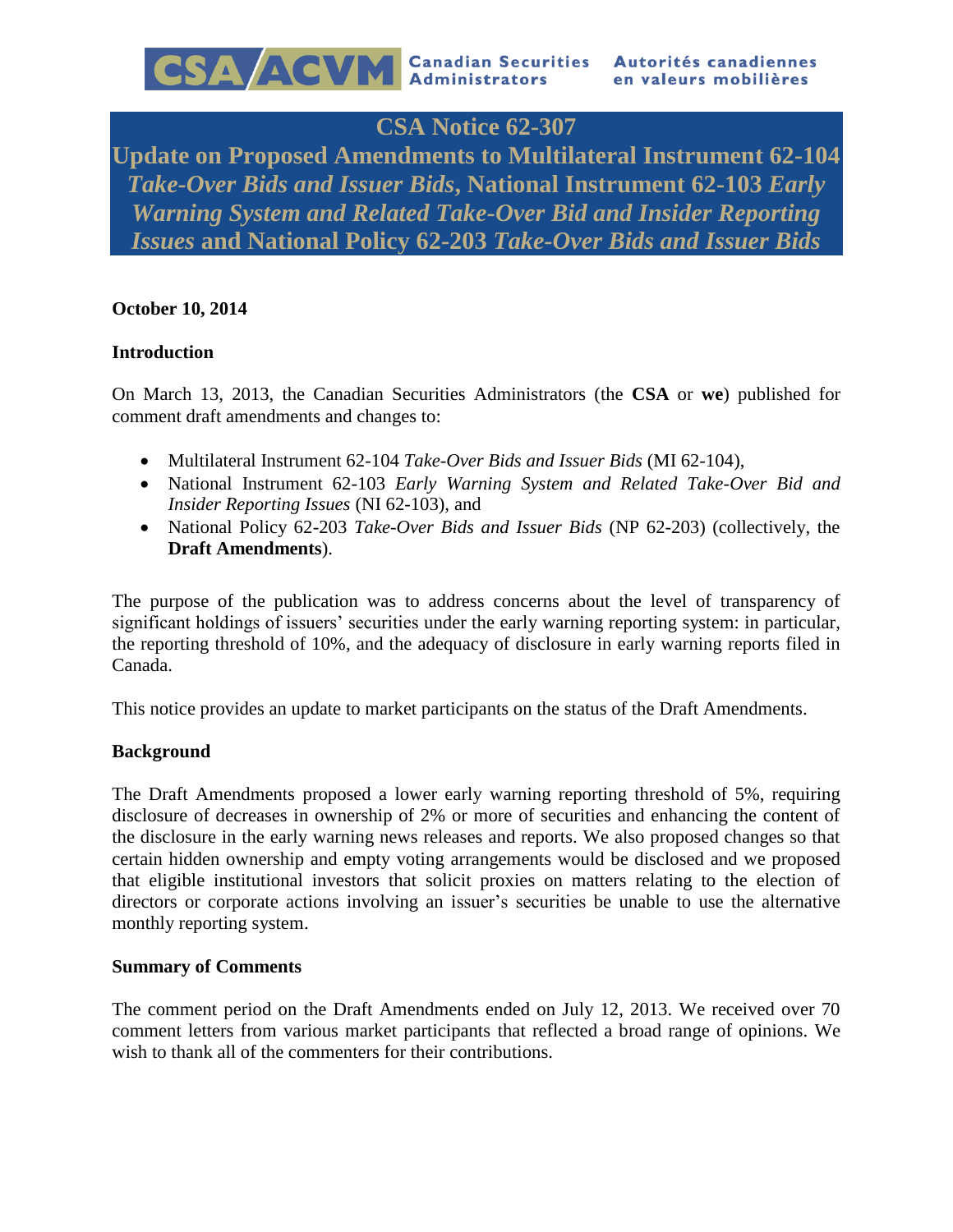CSA/ACVM Canadian Securities Administrators Autorités canadiennes en valeurs mobilières

# CSA Notice 62-307
# Update on Proposed Amendments to Multilateral Instrument 62-104 *Take-Over Bids and Issuer Bids*, National Instrument 62-103 *Early Warning System and Related Take-Over Bid and Insider Reporting Issues* and National Policy 62-203 *Take-Over Bids and Issuer Bids*

**October 10, 2014**

**Introduction**

On March 13, 2013, the Canadian Securities Administrators (the **CSA** or **we**) published for comment draft amendments and changes to:

- Multilateral Instrument 62-104 *Take-Over Bids and Issuer Bids* (MI 62-104),
- National Instrument 62-103 *Early Warning System and Related Take-Over Bid and Insider Reporting Issues* (NI 62-103), and
- National Policy 62-203 *Take-Over Bids and Issuer Bids* (NP 62-203) (collectively, the **Draft Amendments**).

The purpose of the publication was to address concerns about the level of transparency of significant holdings of issuers' securities under the early warning reporting system: in particular, the reporting threshold of 10%, and the adequacy of disclosure in early warning reports filed in Canada.

This notice provides an update to market participants on the status of the Draft Amendments.

**Background**

The Draft Amendments proposed a lower early warning reporting threshold of 5%, requiring disclosure of decreases in ownership of 2% or more of securities and enhancing the content of the disclosure in the early warning news releases and reports. We also proposed changes so that certain hidden ownership and empty voting arrangements would be disclosed and we proposed that eligible institutional investors that solicit proxies on matters relating to the election of directors or corporate actions involving an issuer's securities be unable to use the alternative monthly reporting system.

**Summary of Comments**

The comment period on the Draft Amendments ended on July 12, 2013. We received over 70 comment letters from various market participants that reflected a broad range of opinions. We wish to thank all of the commenters for their contributions.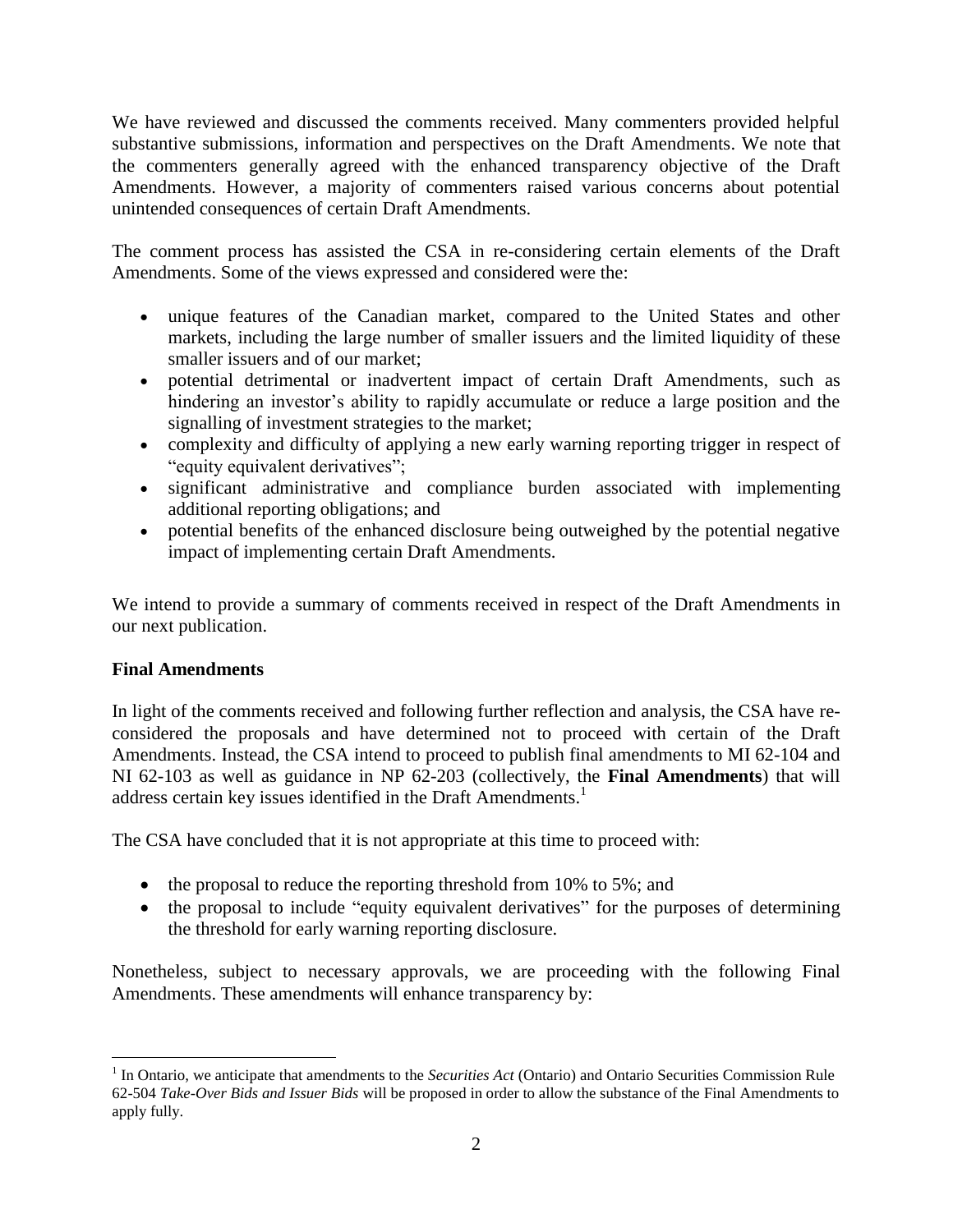We have reviewed and discussed the comments received. Many commenters provided helpful substantive submissions, information and perspectives on the Draft Amendments. We note that the commenters generally agreed with the enhanced transparency objective of the Draft Amendments. However, a majority of commenters raised various concerns about potential unintended consequences of certain Draft Amendments.

The comment process has assisted the CSA in re-considering certain elements of the Draft Amendments. Some of the views expressed and considered were the:

- unique features of the Canadian market, compared to the United States and other markets, including the large number of smaller issuers and the limited liquidity of these smaller issuers and of our market;
- potential detrimental or inadvertent impact of certain Draft Amendments, such as hindering an investor's ability to rapidly accumulate or reduce a large position and the signalling of investment strategies to the market;
- complexity and difficulty of applying a new early warning reporting trigger in respect of "equity equivalent derivatives";
- significant administrative and compliance burden associated with implementing additional reporting obligations; and
- potential benefits of the enhanced disclosure being outweighed by the potential negative impact of implementing certain Draft Amendments.

We intend to provide a summary of comments received in respect of the Draft Amendments in our next publication.

**Final Amendments**

In light of the comments received and following further reflection and analysis, the CSA have re-considered the proposals and have determined not to proceed with certain of the Draft Amendments. Instead, the CSA intend to proceed to publish final amendments to MI 62-104 and NI 62-103 as well as guidance in NP 62-203 (collectively, the **Final Amendments**) that will address certain key issues identified in the Draft Amendments.[1]

The CSA have concluded that it is not appropriate at this time to proceed with:

- the proposal to reduce the reporting threshold from 10% to 5%; and
- the proposal to include "equity equivalent derivatives" for the purposes of determining the threshold for early warning reporting disclosure.

Nonetheless, subject to necessary approvals, we are proceeding with the following Final Amendments. These amendments will enhance transparency by:

[1] In Ontario, we anticipate that amendments to the *Securities Act* (Ontario) and Ontario Securities Commission Rule 62-504 *Take-Over Bids and Issuer Bids* will be proposed in order to allow the substance of the Final Amendments to apply fully.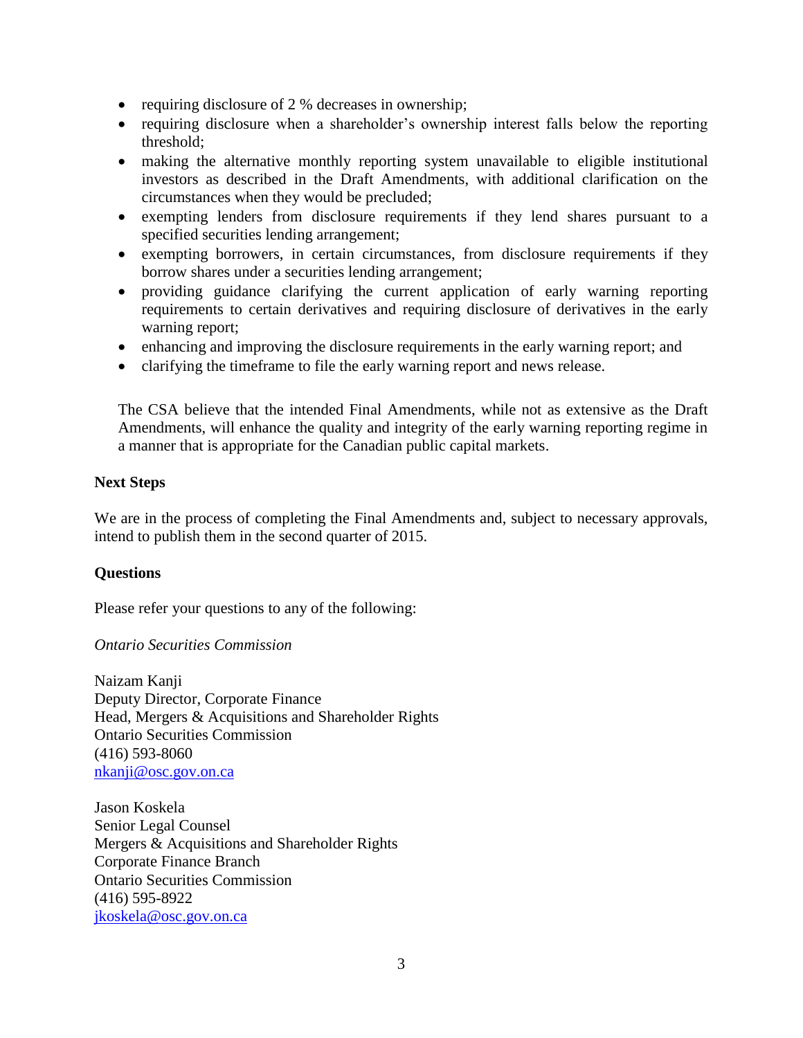- requiring disclosure of 2 % decreases in ownership;
- requiring disclosure when a shareholder's ownership interest falls below the reporting threshold;
- making the alternative monthly reporting system unavailable to eligible institutional investors as described in the Draft Amendments, with additional clarification on the circumstances when they would be precluded;
- exempting lenders from disclosure requirements if they lend shares pursuant to a specified securities lending arrangement;
- exempting borrowers, in certain circumstances, from disclosure requirements if they borrow shares under a securities lending arrangement;
- providing guidance clarifying the current application of early warning reporting requirements to certain derivatives and requiring disclosure of derivatives in the early warning report;
- enhancing and improving the disclosure requirements in the early warning report; and
- clarifying the timeframe to file the early warning report and news release.

The CSA believe that the intended Final Amendments, while not as extensive as the Draft Amendments, will enhance the quality and integrity of the early warning reporting regime in a manner that is appropriate for the Canadian public capital markets.

**Next Steps**

We are in the process of completing the Final Amendments and, subject to necessary approvals, intend to publish them in the second quarter of 2015.

**Questions**

Please refer your questions to any of the following:

*Ontario Securities Commission*

Naizam Kanji
Deputy Director, Corporate Finance
Head, Mergers & Acquisitions and Shareholder Rights
Ontario Securities Commission
(416) 593-8060
nkanji@osc.gov.on.ca

Jason Koskela
Senior Legal Counsel
Mergers & Acquisitions and Shareholder Rights
Corporate Finance Branch
Ontario Securities Commission
(416) 595-8922
jkoskela@osc.gov.on.ca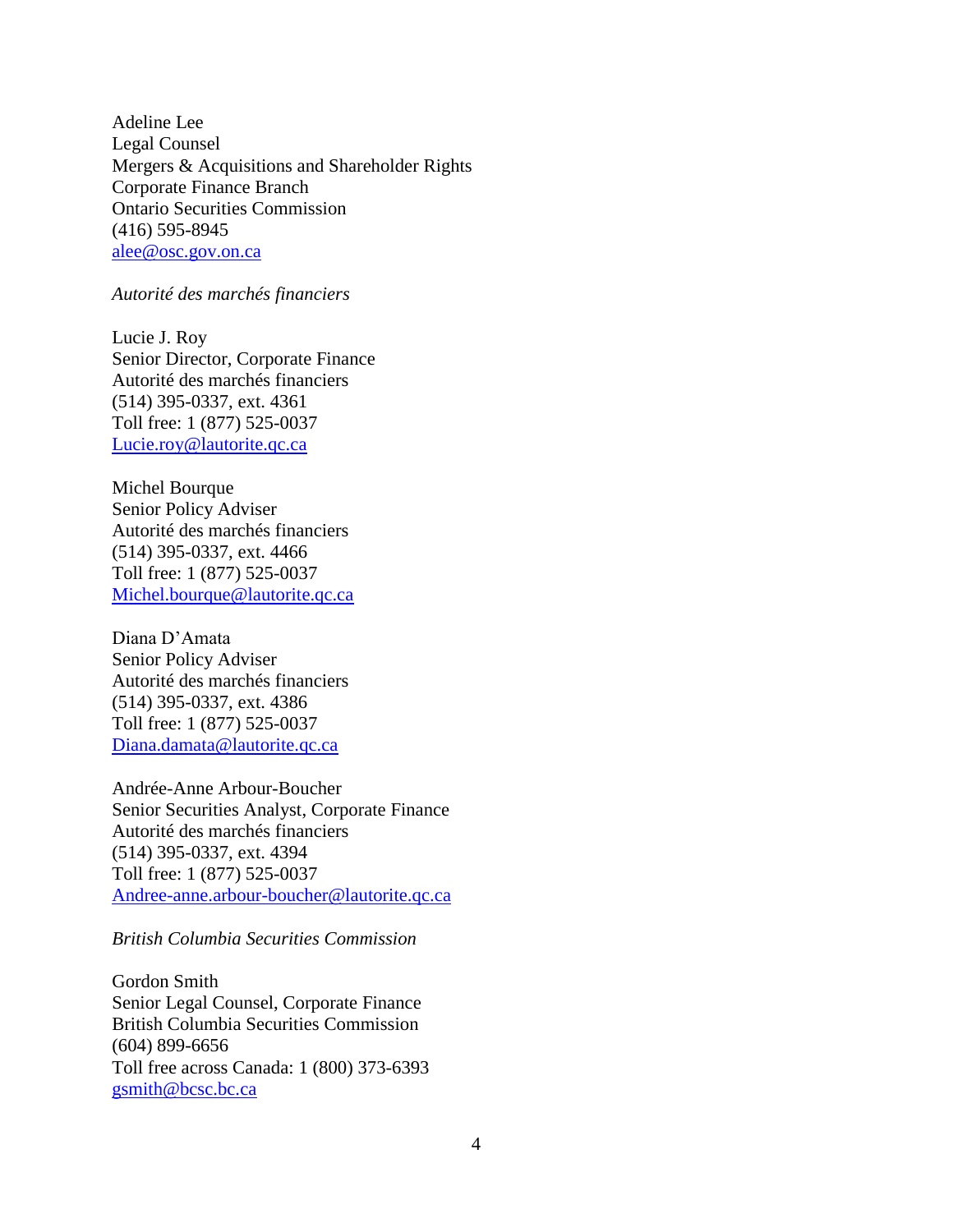Adeline Lee  
Legal Counsel  
Mergers & Acquisitions and Shareholder Rights  
Corporate Finance Branch  
Ontario Securities Commission  
(416) 595-8945  
alee@osc.gov.on.ca

*Autorité des marchés financiers*

Lucie J. Roy  
Senior Director, Corporate Finance  
Autorité des marchés financiers  
(514) 395-0337, ext. 4361  
Toll free: 1 (877) 525-0037  
Lucie.roy@lautorite.qc.ca

Michel Bourque  
Senior Policy Adviser  
Autorité des marchés financiers  
(514) 395-0337, ext. 4466  
Toll free: 1 (877) 525-0037  
Michel.bourque@lautorite.qc.ca

Diana D'Amata  
Senior Policy Adviser  
Autorité des marchés financiers  
(514) 395-0337, ext. 4386  
Toll free: 1 (877) 525-0037  
Diana.damata@lautorite.qc.ca

Andrée-Anne Arbour-Boucher  
Senior Securities Analyst, Corporate Finance  
Autorité des marchés financiers  
(514) 395-0337, ext. 4394  
Toll free: 1 (877) 525-0037  
Andree-anne.arbour-boucher@lautorite.qc.ca

*British Columbia Securities Commission*

Gordon Smith  
Senior Legal Counsel, Corporate Finance  
British Columbia Securities Commission  
(604) 899-6656  
Toll free across Canada: 1 (800) 373-6393  
gsmith@bcsc.bc.ca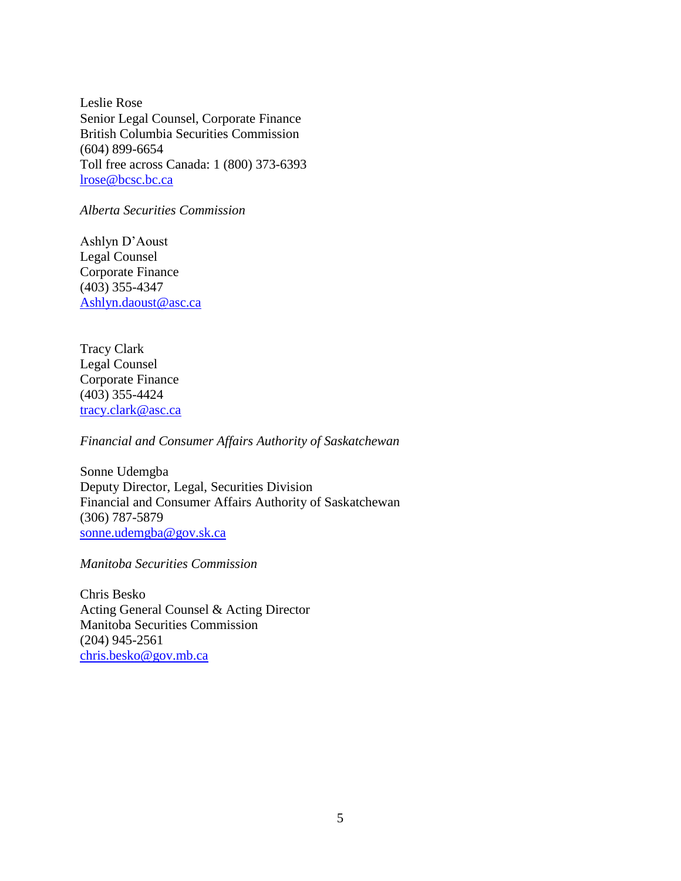Leslie Rose
Senior Legal Counsel, Corporate Finance
British Columbia Securities Commission
(604) 899-6654
Toll free across Canada: 1 (800) 373-6393
lrose@bcsc.bc.ca

*Alberta Securities Commission*

Ashlyn D'Aoust
Legal Counsel
Corporate Finance
(403) 355-4347
Ashlyn.daoust@asc.ca

Tracy Clark
Legal Counsel
Corporate Finance
(403) 355-4424
tracy.clark@asc.ca

*Financial and Consumer Affairs Authority of Saskatchewan*

Sonne Udemgba
Deputy Director, Legal, Securities Division
Financial and Consumer Affairs Authority of Saskatchewan
(306) 787-5879
sonne.udemgba@gov.sk.ca

*Manitoba Securities Commission*

Chris Besko
Acting General Counsel & Acting Director
Manitoba Securities Commission
(204) 945-2561
chris.besko@gov.mb.ca